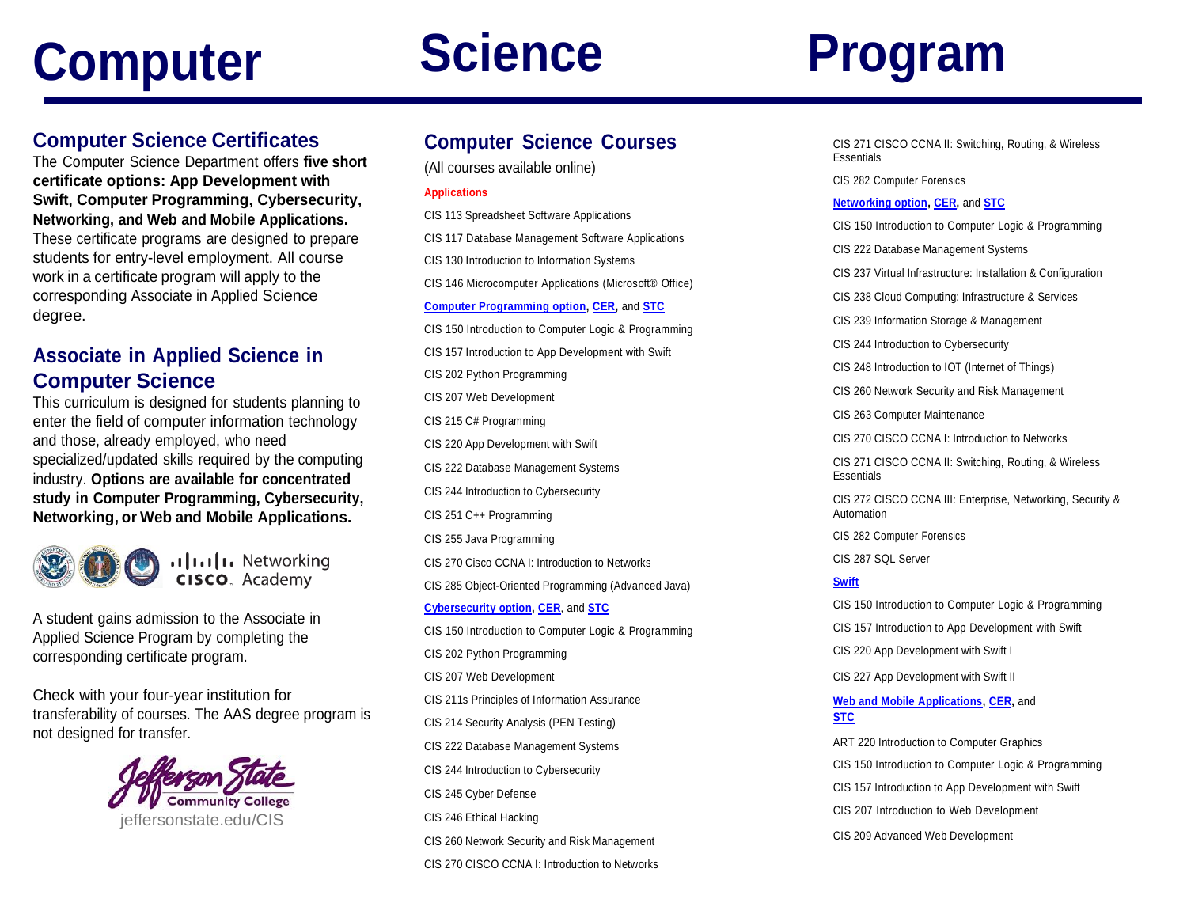# Computer Science Program

## Computer Science Certificates

The Computer Science Department offers **five short certificate options: App Development with Swift, Computer Programming, Cybersecurity, Networking, and Web and Mobile Applications.** These certificate programs are designed to prepare students for entry-level employment. All course work in a certificate program will apply to the corresponding Associate in Applied Science degree.

## Associate in Applied Science in Computer Science

This curriculum is designed for students planning to enter the field of computer information technology and those, already employed, who need specialized/updated skills required by the computing industry. **Options are available for concentrated study in Computer Programming, Cybersecurity, Networking, or Web and Mobile Applications.**

Cisco Networking Academy

A student gains admission to the Associate in Applied Science Program by completing the corresponding certificate program.

Check with your four-year institution for transferability of courses. The AAS degree program is not designed for transfer.

Jefferson State Community College
jeffersonstate.edu/CIS

## Computer Science Courses

(All courses available online)

**Applications**

CIS 113 Spreadsheet Software Applications

CIS 117 Database Management Software Applications

CIS 130 Introduction to Information Systems

CIS 146 Microcomputer Applications (Microsoft® Office)

**Computer Programming option, CER, and STC**

CIS 150 Introduction to Computer Logic & Programming

CIS 157 Introduction to App Development with Swift

CIS 202 Python Programming

CIS 207 Web Development

CIS 215 C# Programming

CIS 220 App Development with Swift

CIS 222 Database Management Systems

CIS 244 Introduction to Cybersecurity

CIS 251 C++ Programming

CIS 255 Java Programming

CIS 270 Cisco CCNA I: Introduction to Networks

CIS 285 Object-Oriented Programming (Advanced Java)

**Cybersecurity option, CER, and STC**

CIS 150 Introduction to Computer Logic & Programming

CIS 202 Python Programming

CIS 207 Web Development

CIS 211s Principles of Information Assurance

CIS 214 Security Analysis (PEN Testing)

CIS 222 Database Management Systems

CIS 244 Introduction to Cybersecurity

CIS 245 Cyber Defense

CIS 246 Ethical Hacking

CIS 260 Network Security and Risk Management

CIS 270 CISCO CCNA I: Introduction to Networks

CIS 271 CISCO CCNA II: Switching, Routing, & Wireless Essentials

CIS 282 Computer Forensics

**Networking option, CER, and STC**

CIS 150 Introduction to Computer Logic & Programming

CIS 222 Database Management Systems

CIS 237 Virtual Infrastructure: Installation & Configuration

CIS 238 Cloud Computing: Infrastructure & Services

CIS 239 Information Storage & Management

CIS 244 Introduction to Cybersecurity

CIS 248 Introduction to IOT (Internet of Things)

CIS 260 Network Security and Risk Management

CIS 263 Computer Maintenance

CIS 270 CISCO CCNA I: Introduction to Networks

CIS 271 CISCO CCNA II: Switching, Routing, & Wireless Essentials

CIS 272 CISCO CCNA III: Enterprise, Networking, Security & Automation

CIS 282 Computer Forensics

CIS 287 SQL Server

**Swift**

CIS 150 Introduction to Computer Logic & Programming

CIS 157 Introduction to App Development with Swift

CIS 220 App Development with Swift I

CIS 227 App Development with Swift II

**Web and Mobile Applications, CER, and STC**

ART 220 Introduction to Computer Graphics

CIS 150 Introduction to Computer Logic & Programming

CIS 157 Introduction to App Development with Swift

CIS 207 Introduction to Web Development

CIS 209 Advanced Web Development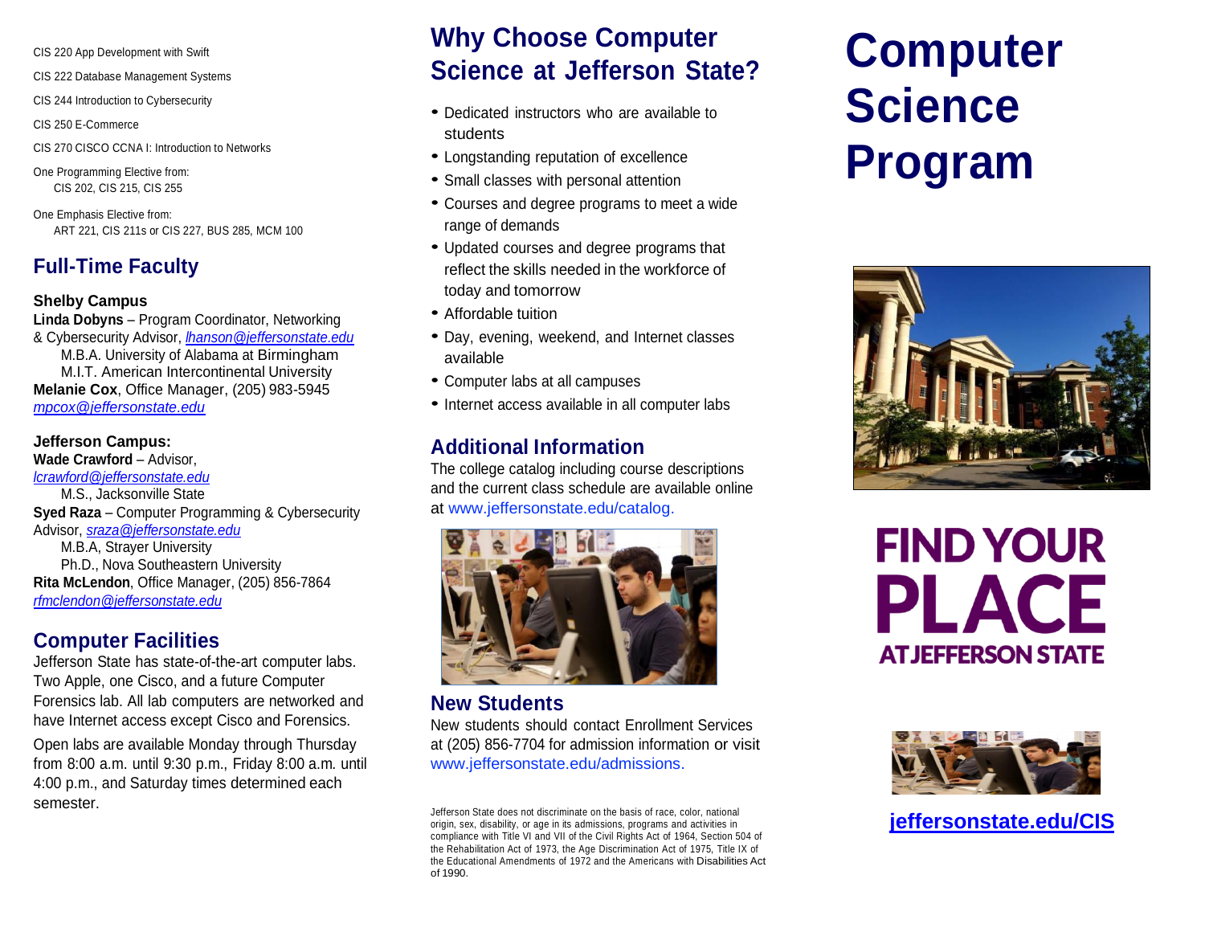CIS 220 App Development with Swift

CIS 222 Database Management Systems

CIS 244 Introduction to Cybersecurity

CIS 250 E-Commerce

CIS 270 CISCO CCNA I: Introduction to Networks

One Programming Elective from:
CIS 202, CIS 215, CIS 255

One Emphasis Elective from:
ART 221, CIS 211s or CIS 227, BUS 285, MCM 100

## Full-Time Faculty

**Shelby Campus**

**Linda Dobyns** – Program Coordinator, Networking & Cybersecurity Advisor, *lhanson@jeffersonstate.edu*
M.B.A. University of Alabama at Birmingham
M.I.T. American Intercontinental University

**Melanie Cox**, Office Manager, (205) 983-5945
*mpcox@jeffersonstate.edu*

**Jefferson Campus:**

**Wade Crawford** – Advisor,
*lcrawford@jeffersonstate.edu*
M.S., Jacksonville State

**Syed Raza** – Computer Programming & Cybersecurity Advisor, *sraza@jeffersonstate.edu*
M.B.A, Strayer University
Ph.D., Nova Southeastern University

**Rita McLendon**, Office Manager, (205) 856-7864
*rfmclendon@jeffersonstate.edu*

## Computer Facilities

Jefferson State has state-of-the-art computer labs. Two Apple, one Cisco, and a future Computer Forensics lab. All lab computers are networked and have Internet access except Cisco and Forensics.

Open labs are available Monday through Thursday from 8:00 a.m. until 9:30 p.m., Friday 8:00 a.m. until 4:00 p.m., and Saturday times determined each semester.

## Why Choose Computer Science at Jefferson State?

- Dedicated instructors who are available to students
- Longstanding reputation of excellence
- Small classes with personal attention
- Courses and degree programs to meet a wide range of demands
- Updated courses and degree programs that reflect the skills needed in the workforce of today and tomorrow
- Affordable tuition
- Day, evening, weekend, and Internet classes available
- Computer labs at all campuses
- Internet access available in all computer labs

## Additional Information

The college catalog including course descriptions and the current class schedule are available online at www.jeffersonstate.edu/catalog.

## New Students

New students should contact Enrollment Services at (205) 856-7704 for admission information or visit www.jeffersonstate.edu/admissions.

Jefferson State does not discriminate on the basis of race, color, national origin, sex, disability, or age in its admissions, programs and activities in compliance with Title VI and VII of the Civil Rights Act of 1964, Section 504 of the Rehabilitation Act of 1973, the Age Discrimination Act of 1975, Title IX of the Educational Amendments of 1972 and the Americans with Disabilities Act of 1990.

# Computer Science Program

FIND YOUR PLACE AT JEFFERSON STATE

**jeffersonstate.edu/CIS**